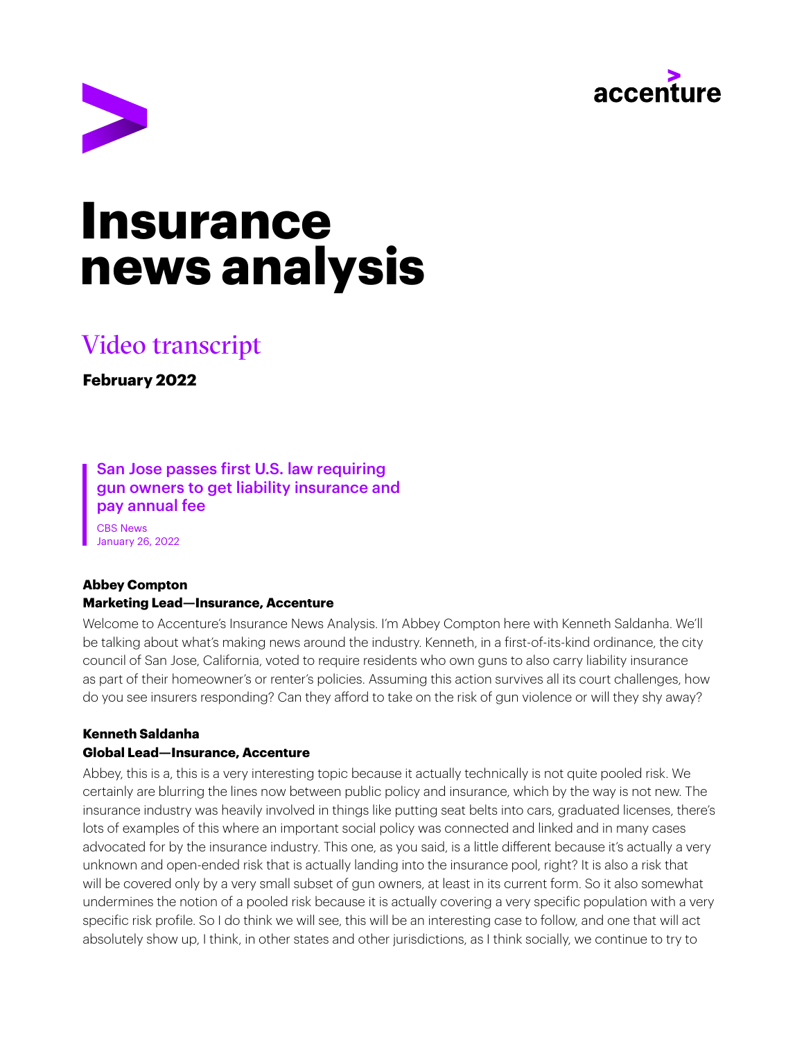# Insurance news analysis

## Video transcript

**February 2022**

> **San Jose passes first U.S. law requiring gun owners to get liability insurance and pay annual fee**
>
> CBS News
> January 26, 2022

**Abbey Compton**
**Marketing Lead—Insurance, Accenture**

Welcome to Accenture's Insurance News Analysis. I'm Abbey Compton here with Kenneth Saldanha. We'll be talking about what's making news around the industry. Kenneth, in a first-of-its-kind ordinance, the city council of San Jose, California, voted to require residents who own guns to also carry liability insurance as part of their homeowner's or renter's policies. Assuming this action survives all its court challenges, how do you see insurers responding? Can they afford to take on the risk of gun violence or will they shy away?

**Kenneth Saldanha**
**Global Lead—Insurance, Accenture**

Abbey, this is a, this is a very interesting topic because it actually technically is not quite pooled risk. We certainly are blurring the lines now between public policy and insurance, which by the way is not new. The insurance industry was heavily involved in things like putting seat belts into cars, graduated licenses, there's lots of examples of this where an important social policy was connected and linked and in many cases advocated for by the insurance industry. This one, as you said, is a little different because it's actually a very unknown and open-ended risk that is actually landing into the insurance pool, right? It is also a risk that will be covered only by a very small subset of gun owners, at least in its current form. So it also somewhat undermines the notion of a pooled risk because it is actually covering a very specific population with a very specific risk profile. So I do think we will see, this will be an interesting case to follow, and one that will act absolutely show up, I think, in other states and other jurisdictions, as I think socially, we continue to try to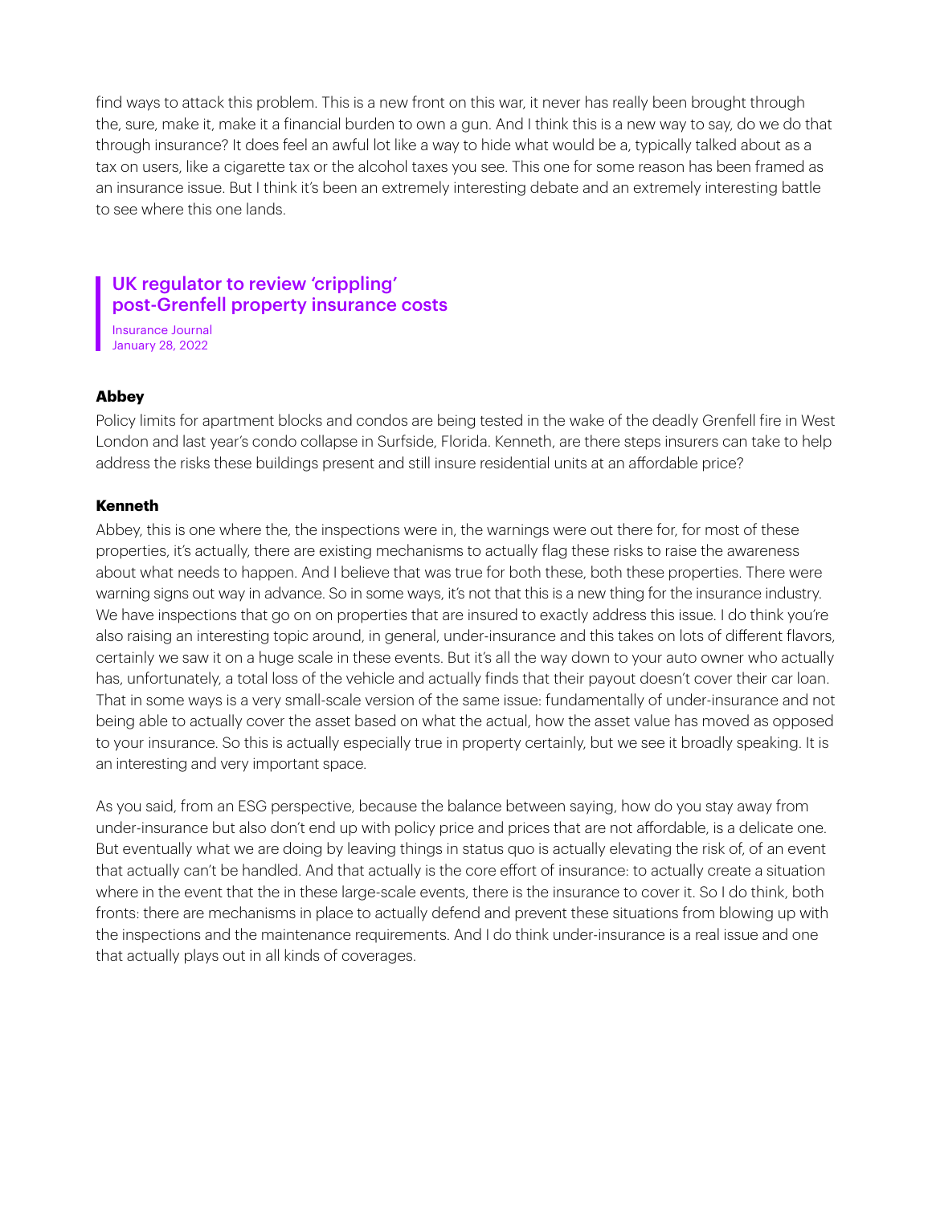find ways to attack this problem. This is a new front on this war, it never has really been brought through the, sure, make it, make it a financial burden to own a gun. And I think this is a new way to say, do we do that through insurance? It does feel an awful lot like a way to hide what would be a, typically talked about as a tax on users, like a cigarette tax or the alcohol taxes you see. This one for some reason has been framed as an insurance issue. But I think it's been an extremely interesting debate and an extremely interesting battle to see where this one lands.

## UK regulator to review 'crippling' post-Grenfell property insurance costs

Insurance Journal
January 28, 2022

**Abbey**

Policy limits for apartment blocks and condos are being tested in the wake of the deadly Grenfell fire in West London and last year's condo collapse in Surfside, Florida. Kenneth, are there steps insurers can take to help address the risks these buildings present and still insure residential units at an affordable price?

**Kenneth**

Abbey, this is one where the, the inspections were in, the warnings were out there for, for most of these properties, it's actually, there are existing mechanisms to actually flag these risks to raise the awareness about what needs to happen. And I believe that was true for both these, both these properties. There were warning signs out way in advance. So in some ways, it's not that this is a new thing for the insurance industry. We have inspections that go on on properties that are insured to exactly address this issue. I do think you're also raising an interesting topic around, in general, under-insurance and this takes on lots of different flavors, certainly we saw it on a huge scale in these events. But it's all the way down to your auto owner who actually has, unfortunately, a total loss of the vehicle and actually finds that their payout doesn't cover their car loan. That in some ways is a very small-scale version of the same issue: fundamentally of under-insurance and not being able to actually cover the asset based on what the actual, how the asset value has moved as opposed to your insurance. So this is actually especially true in property certainly, but we see it broadly speaking. It is an interesting and very important space.

As you said, from an ESG perspective, because the balance between saying, how do you stay away from under-insurance but also don't end up with policy price and prices that are not affordable, is a delicate one. But eventually what we are doing by leaving things in status quo is actually elevating the risk of, of an event that actually can't be handled. And that actually is the core effort of insurance: to actually create a situation where in the event that the in these large-scale events, there is the insurance to cover it. So I do think, both fronts: there are mechanisms in place to actually defend and prevent these situations from blowing up with the inspections and the maintenance requirements. And I do think under-insurance is a real issue and one that actually plays out in all kinds of coverages.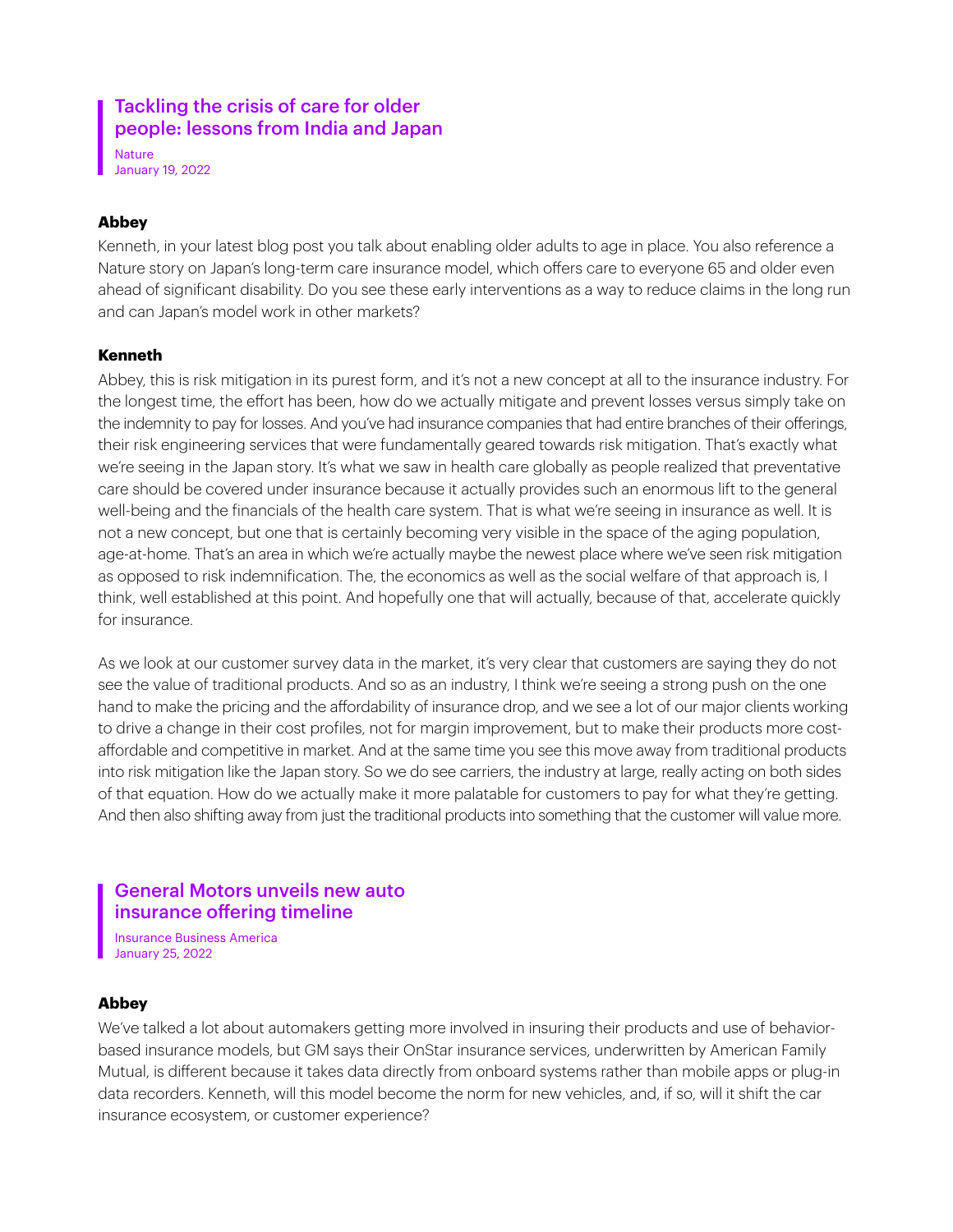## Tackling the crisis of care for older people: lessons from India and Japan

Nature
January 19, 2022

**Abbey**

Kenneth, in your latest blog post you talk about enabling older adults to age in place. You also reference a Nature story on Japan's long-term care insurance model, which offers care to everyone 65 and older even ahead of significant disability. Do you see these early interventions as a way to reduce claims in the long run and can Japan's model work in other markets?

**Kenneth**

Abbey, this is risk mitigation in its purest form, and it's not a new concept at all to the insurance industry. For the longest time, the effort has been, how do we actually mitigate and prevent losses versus simply take on the indemnity to pay for losses. And you've had insurance companies that had entire branches of their offerings, their risk engineering services that were fundamentally geared towards risk mitigation. That's exactly what we're seeing in the Japan story. It's what we saw in health care globally as people realized that preventative care should be covered under insurance because it actually provides such an enormous lift to the general well-being and the financials of the health care system. That is what we're seeing in insurance as well. It is not a new concept, but one that is certainly becoming very visible in the space of the aging population, age-at-home. That's an area in which we're actually maybe the newest place where we've seen risk mitigation as opposed to risk indemnification. The, the economics as well as the social welfare of that approach is, I think, well established at this point. And hopefully one that will actually, because of that, accelerate quickly for insurance.

As we look at our customer survey data in the market, it's very clear that customers are saying they do not see the value of traditional products. And so as an industry, I think we're seeing a strong push on the one hand to make the pricing and the affordability of insurance drop, and we see a lot of our major clients working to drive a change in their cost profiles, not for margin improvement, but to make their products more cost-affordable and competitive in market. And at the same time you see this move away from traditional products into risk mitigation like the Japan story. So we do see carriers, the industry at large, really acting on both sides of that equation. How do we actually make it more palatable for customers to pay for what they're getting. And then also shifting away from just the traditional products into something that the customer will value more.

## General Motors unveils new auto insurance offering timeline

Insurance Business America
January 25, 2022

**Abbey**

We've talked a lot about automakers getting more involved in insuring their products and use of behavior-based insurance models, but GM says their OnStar insurance services, underwritten by American Family Mutual, is different because it takes data directly from onboard systems rather than mobile apps or plug-in data recorders. Kenneth, will this model become the norm for new vehicles, and, if so, will it shift the car insurance ecosystem, or customer experience?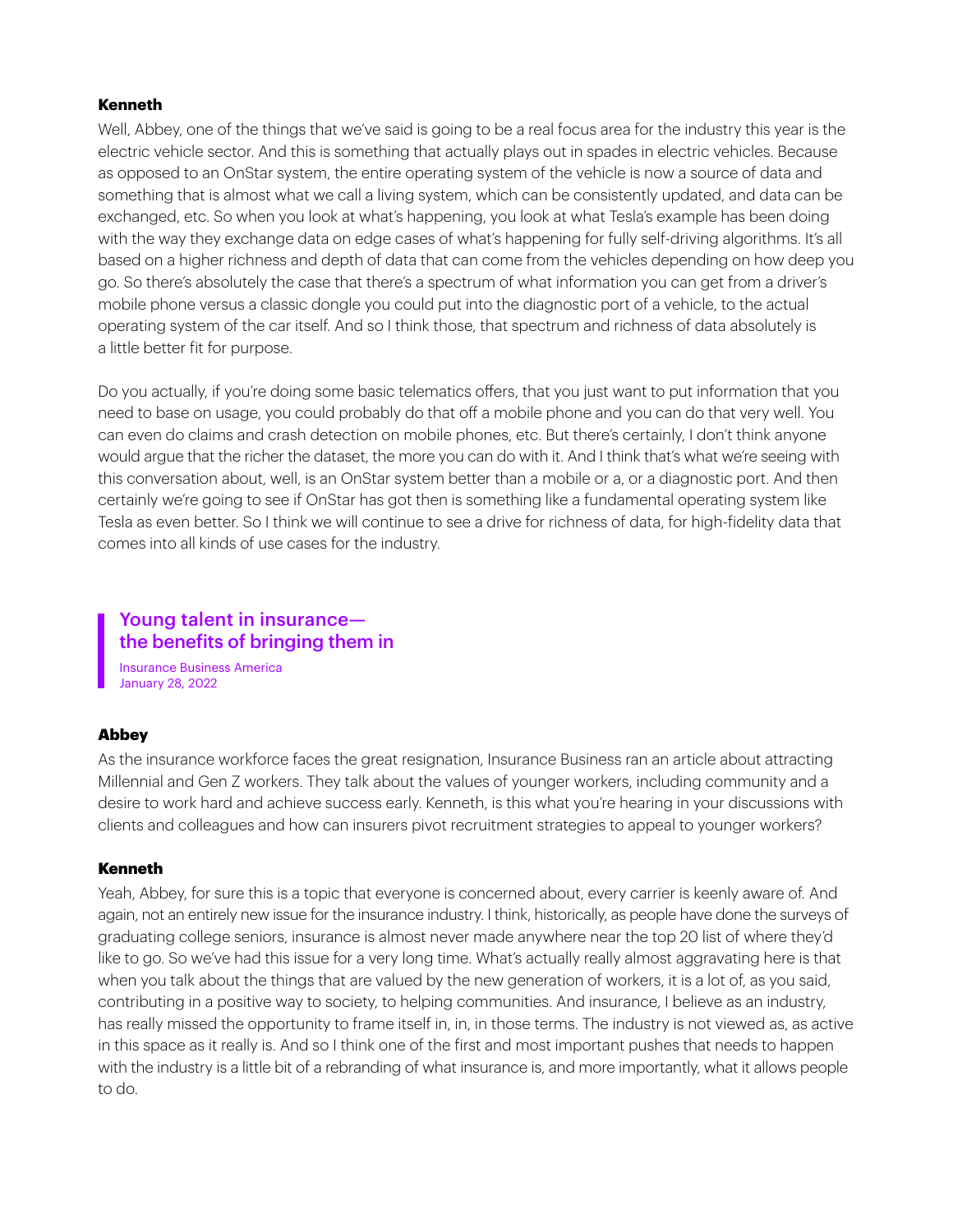**Kenneth**

Well, Abbey, one of the things that we've said is going to be a real focus area for the industry this year is the electric vehicle sector. And this is something that actually plays out in spades in electric vehicles. Because as opposed to an OnStar system, the entire operating system of the vehicle is now a source of data and something that is almost what we call a living system, which can be consistently updated, and data can be exchanged, etc. So when you look at what's happening, you look at what Tesla's example has been doing with the way they exchange data on edge cases of what's happening for fully self-driving algorithms. It's all based on a higher richness and depth of data that can come from the vehicles depending on how deep you go. So there's absolutely the case that there's a spectrum of what information you can get from a driver's mobile phone versus a classic dongle you could put into the diagnostic port of a vehicle, to the actual operating system of the car itself. And so I think those, that spectrum and richness of data absolutely is a little better fit for purpose.

Do you actually, if you're doing some basic telematics offers, that you just want to put information that you need to base on usage, you could probably do that off a mobile phone and you can do that very well. You can even do claims and crash detection on mobile phones, etc. But there's certainly, I don't think anyone would argue that the richer the dataset, the more you can do with it. And I think that's what we're seeing with this conversation about, well, is an OnStar system better than a mobile or a, or a diagnostic port. And then certainly we're going to see if OnStar has got then is something like a fundamental operating system like Tesla as even better. So I think we will continue to see a drive for richness of data, for high-fidelity data that comes into all kinds of use cases for the industry.

## Young talent in insurance—the benefits of bringing them in

Insurance Business America
January 28, 2022

**Abbey**

As the insurance workforce faces the great resignation, Insurance Business ran an article about attracting Millennial and Gen Z workers. They talk about the values of younger workers, including community and a desire to work hard and achieve success early. Kenneth, is this what you're hearing in your discussions with clients and colleagues and how can insurers pivot recruitment strategies to appeal to younger workers?

**Kenneth**

Yeah, Abbey, for sure this is a topic that everyone is concerned about, every carrier is keenly aware of. And again, not an entirely new issue for the insurance industry. I think, historically, as people have done the surveys of graduating college seniors, insurance is almost never made anywhere near the top 20 list of where they'd like to go. So we've had this issue for a very long time. What's actually really almost aggravating here is that when you talk about the things that are valued by the new generation of workers, it is a lot of, as you said, contributing in a positive way to society, to helping communities. And insurance, I believe as an industry, has really missed the opportunity to frame itself in, in, in those terms. The industry is not viewed as, as active in this space as it really is. And so I think one of the first and most important pushes that needs to happen with the industry is a little bit of a rebranding of what insurance is, and more importantly, what it allows people to do.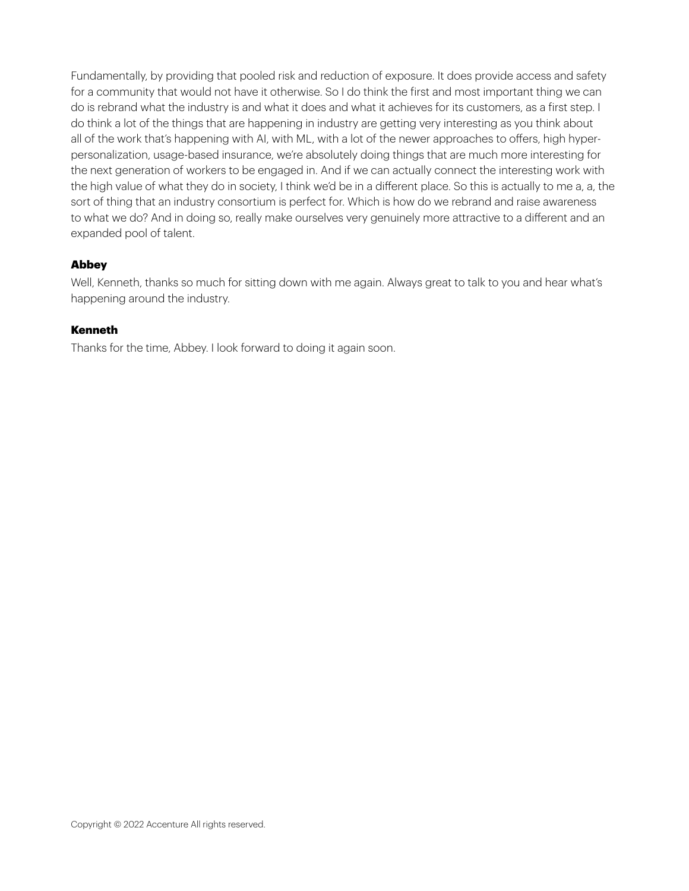Fundamentally, by providing that pooled risk and reduction of exposure. It does provide access and safety for a community that would not have it otherwise. So I do think the first and most important thing we can do is rebrand what the industry is and what it does and what it achieves for its customers, as a first step. I do think a lot of the things that are happening in industry are getting very interesting as you think about all of the work that's happening with AI, with ML, with a lot of the newer approaches to offers, high hyper-personalization, usage-based insurance, we're absolutely doing things that are much more interesting for the next generation of workers to be engaged in. And if we can actually connect the interesting work with the high value of what they do in society, I think we'd be in a different place. So this is actually to me a, a, the sort of thing that an industry consortium is perfect for. Which is how do we rebrand and raise awareness to what we do? And in doing so, really make ourselves very genuinely more attractive to a different and an expanded pool of talent.

**Abbey**

Well, Kenneth, thanks so much for sitting down with me again. Always great to talk to you and hear what's happening around the industry.

**Kenneth**

Thanks for the time, Abbey. I look forward to doing it again soon.

Copyright © 2022 Accenture All rights reserved.